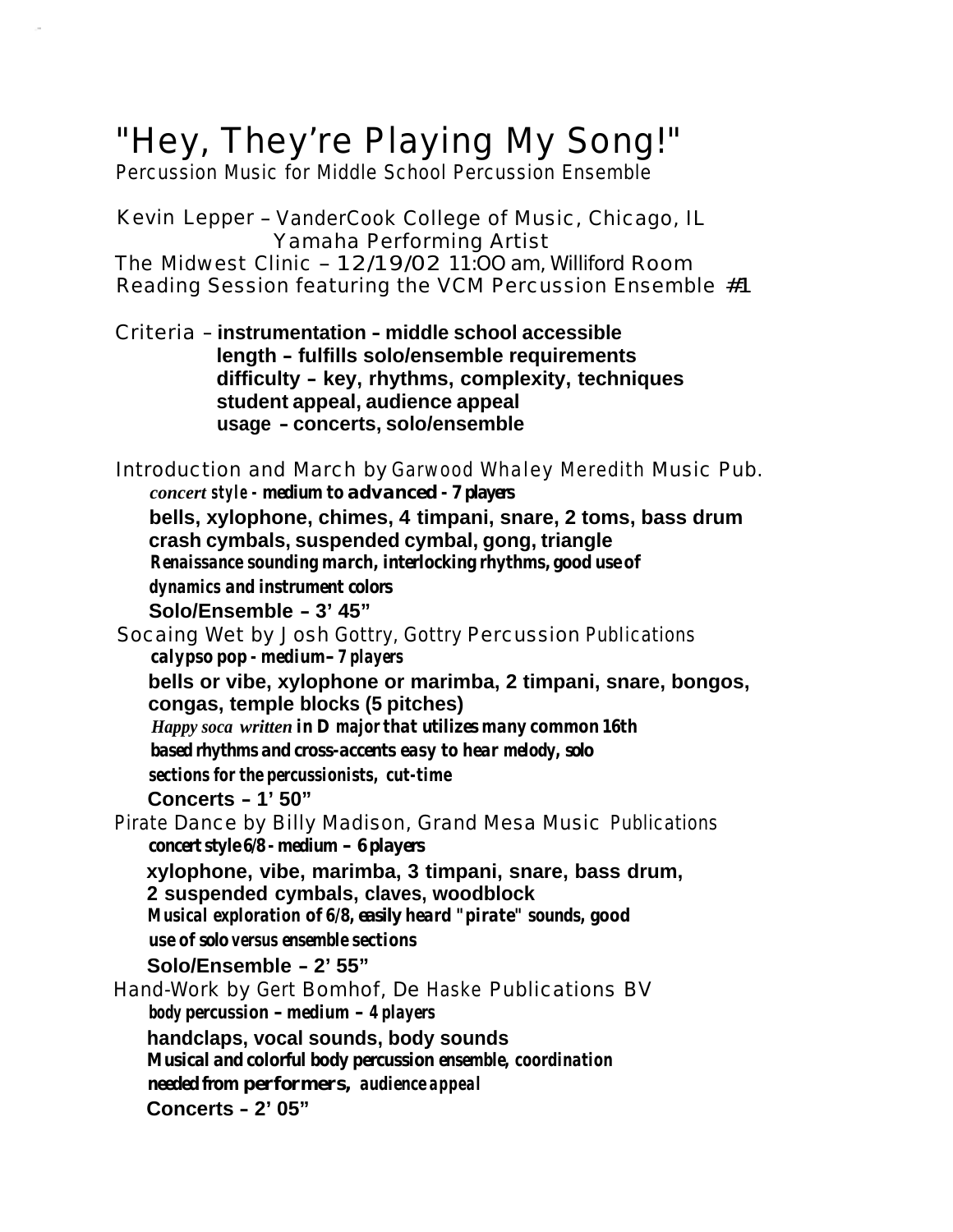# "Hey, They're Playing My Song!"

Percussion Music for Middle School Percussion Ensemble

Kevin Lepper – VanderCook College of Music, Chicago, IL
Yamaha Performing Artist
The Midwest Clinic – 12/19/02 11:OO am, Williford Room
Reading Session featuring the VCM Percussion Ensemble #1

Criteria – **instrumentation – middle school accessible**
**length – fulfills solo/ensemble requirements**
**difficulty – key, rhythms, complexity, techniques**
**student appeal, audience appeal**
**usage – concerts, solo/ensemble**

Introduction and March by Garwood Whaley Meredith Music Pub.
***concert style* - medium to advanced - 7 players**
**bells, xylophone, chimes, 4 timpani, snare, 2 toms, bass drum crash cymbals, suspended cymbal, gong, triangle**
***Renaissance sounding march, interlocking rhythms, good use of dynamics and instrument colors***
**Solo/Ensemble – 3' 45"**

Socaing Wet by Josh Gottry, Gottry Percussion Publications
***calypso pop - medium – 7 players***
**bells or vibe, xylophone or marimba, 2 timpani, snare, bongos, congas, temple blocks (5 pitches)**
***Happy soca written in D major that utilizes many common 16th based rhythms and cross-accents easy to hear melody, solo sections for the percussionists, cut-time***
**Concerts – 1' 50"**

Pirate Dance by Billy Madison, Grand Mesa Music Publications
***concert style 6/8 - medium – 6 players***
**xylophone, vibe, marimba, 3 timpani, snare, bass drum, 2 suspended cymbals, claves, woodblock**
***Musical exploration of 6/8, easily heard "pirate" sounds, good use of solo versus ensemble sections***
**Solo/Ensemble – 2' 55"**

Hand-Work by Gert Bomhof, De Haske Publications BV
***body percussion – medium – 4 players***
**handclaps, vocal sounds, body sounds**
***Musical and colorful body percussion ensemble, coordination needed from performers, audience appeal***
**Concerts – 2' 05"**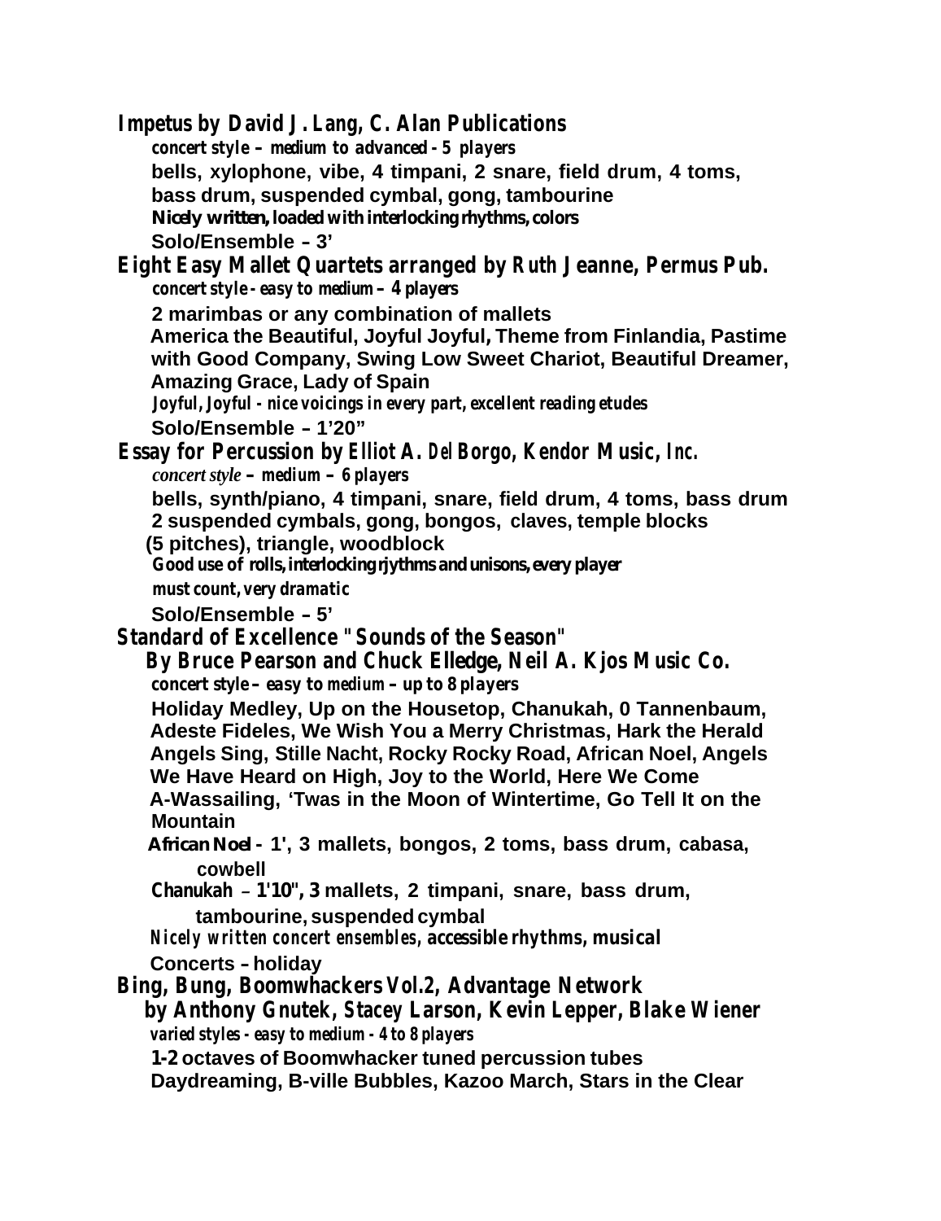**Impetus by David J. Lang, C. Alan Publications**

*concert style – medium to advanced - 5 players*

bells, xylophone, vibe, 4 timpani, 2 snare, field drum, 4 toms, bass drum, suspended cymbal, gong, tambourine

*Nicely written, loaded with interlocking rhythms, colors*

Solo/Ensemble – 3'

**Eight Easy Mallet Quartets arranged by Ruth Jeanne, Permus Pub.**

*concert style - easy to medium – 4 players*

2 marimbas or any combination of mallets

America the Beautiful, Joyful Joyful, Theme from Finlandia, Pastime with Good Company, Swing Low Sweet Chariot, Beautiful Dreamer, Amazing Grace, Lady of Spain

*Joyful, Joyful - nice voicings in every part, excellent reading etudes*

Solo/Ensemble – 1'20"

**Essay for Percussion by Elliot A. Del Borgo, Kendor Music, Inc.**

*concert style – medium – 6 players*

bells, synth/piano, 4 timpani, snare, field drum, 4 toms, bass drum 2 suspended cymbals, gong, bongos, claves, temple blocks (5 pitches), triangle, woodblock

*Good use of rolls, interlocking rjythms and unisons, every player must count, very dramatic*

Solo/Ensemble – 5'

**Standard of Excellence "Sounds of the Season" By Bruce Pearson and Chuck Elledge, Neil A. Kjos Music Co.**

*concert style – easy to medium – up to 8 players*

Holiday Medley, Up on the Housetop, Chanukah, 0 Tannenbaum, Adeste Fideles, We Wish You a Merry Christmas, Hark the Herald Angels Sing, Stille Nacht, Rocky Rocky Road, African Noel, Angels We Have Heard on High, Joy to the World, Here We Come A-Wassailing, 'Twas in the Moon of Wintertime, Go Tell It on the Mountain

*African Noel* - 1', 3 mallets, bongos, 2 toms, bass drum, cabasa, cowbell

*Chanukah* – 1'10", 3 mallets, 2 timpani, snare, bass drum, tambourine, suspended cymbal

*Nicely written concert ensembles, accessible rhythms, musical*

Concerts – holiday

**Bing, Bung, Boomwhackers Vol.2, Advantage Network by Anthony Gnutek, Stacey Larson, Kevin Lepper, Blake Wiener**

*varied styles - easy to medium - 4 to 8 players*

1-2 octaves of Boomwhacker tuned percussion tubes

Daydreaming, B-ville Bubbles, Kazoo March, Stars in the Clear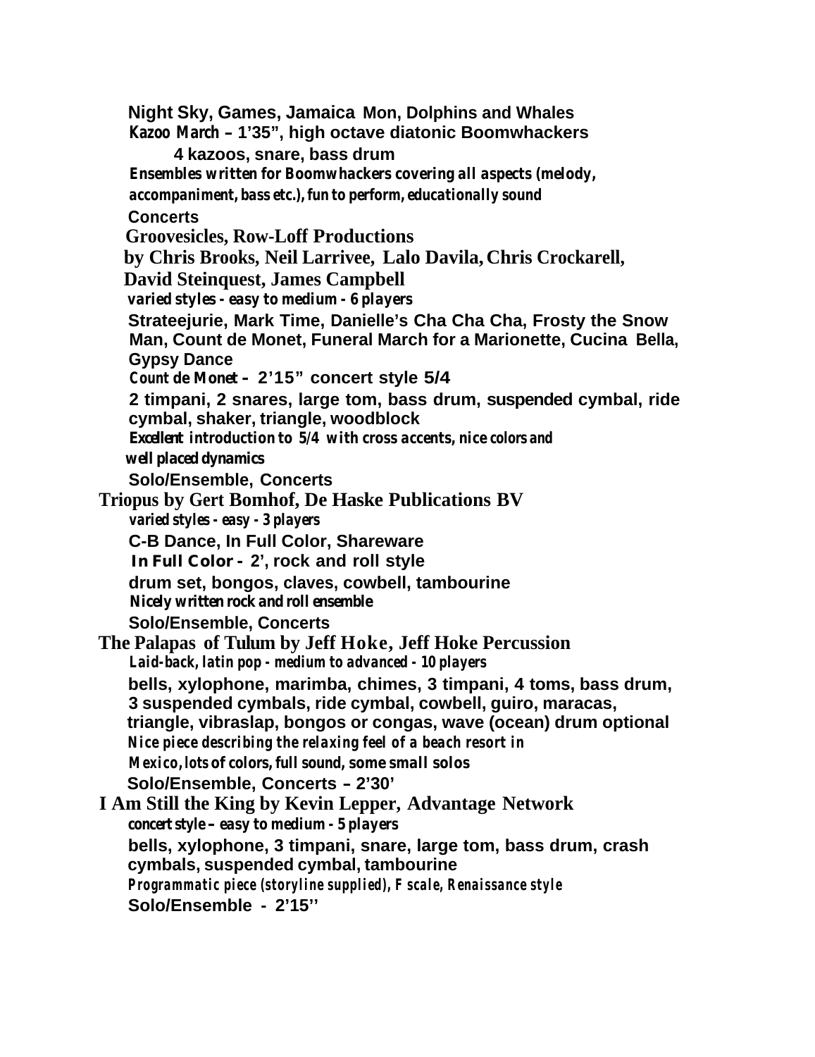**Night Sky, Games, Jamaica Mon, Dolphins and Whales**
***Kazoo March*** **– 1'35", high octave diatonic Boomwhackers**
**4 kazoos, snare, bass drum**
***Ensembles written for Boomwhackers covering all aspects (melody, accompaniment, bass etc.), fun to perform, educationally sound***
**Concerts**

**Groovesicles, Row-Loff Productions**
**by Chris Brooks, Neil Larrivee, Lalo Davila, Chris Crockarell, David Steinquest, James Campbell**
***varied styles - easy to medium - 6 players***
**Strateejurie, Mark Time, Danielle's Cha Cha Cha, Frosty the Snow Man, Count de Monet, Funeral March for a Marionette, Cucina Bella, Gypsy Dance**
***Count de Monet*** **– 2'15" concert style 5/4**
**2 timpani, 2 snares, large tom, bass drum, suspended cymbal, ride cymbal, shaker, triangle, woodblock**
***Excellent introduction to 5/4 with cross accents, nice colors and well placed dynamics***
**Solo/Ensemble, Concerts**

**Triopus by Gert Bomhof, De Haske Publications BV**
***varied styles - easy - 3 players***
**C-B Dance, In Full Color, Shareware**
**In Full Color - 2', rock and roll style**
**drum set, bongos, claves, cowbell, tambourine**
***Nicely written rock and roll ensemble***
**Solo/Ensemble, Concerts**

**The Palapas of Tulum by Jeff Hoke, Jeff Hoke Percussion**
***Laid-back, latin pop - medium to advanced - 10 players***
**bells, xylophone, marimba, chimes, 3 timpani, 4 toms, bass drum, 3 suspended cymbals, ride cymbal, cowbell, guiro, maracas, triangle, vibraslap, bongos or congas, wave (ocean) drum optional**
***Nice piece describing the relaxing feel of a beach resort in Mexico, lots of colors, full sound, some small solos***
**Solo/Ensemble, Concerts – 2'30'**

**I Am Still the King by Kevin Lepper, Advantage Network**
***concert style – easy to medium - 5 players***
**bells, xylophone, 3 timpani, snare, large tom, bass drum, crash cymbals, suspended cymbal, tambourine**
***Programmatic piece (storyline supplied), F scale, Renaissance style***
**Solo/Ensemble - 2'15''**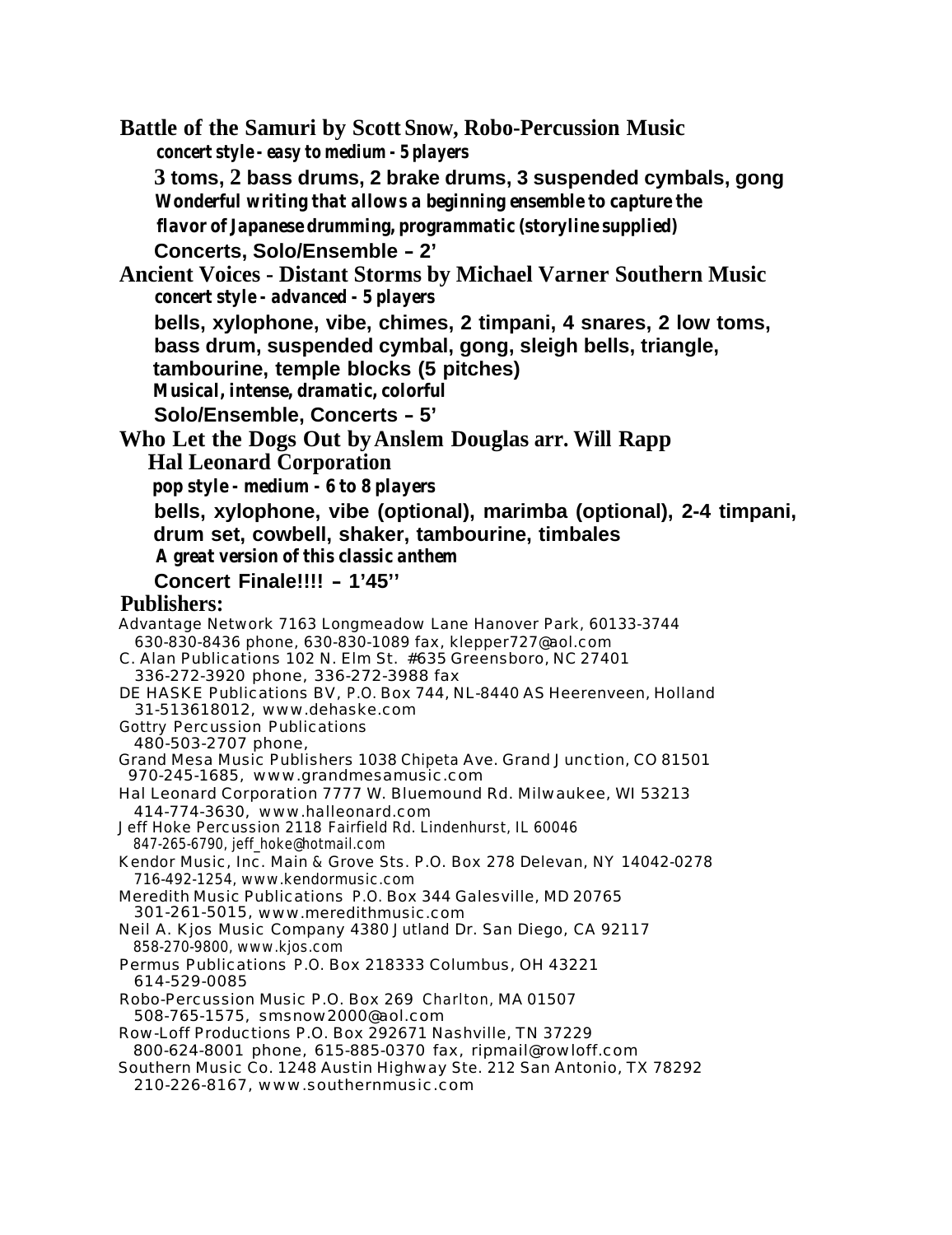**Battle of the Samuri by Scott Snow, Robo-Percussion Music**

*concert style - easy to medium - 5 players*

**3 toms, 2 bass drums, 2 brake drums, 3 suspended cymbals, gong**

*Wonderful writing that allows a beginning ensemble to capture the flavor of Japanese drumming, programmatic (storyline supplied)*

**Concerts, Solo/Ensemble – 2'**

**Ancient Voices - Distant Storms by Michael Varner Southern Music**

*concert style - advanced - 5 players*

**bells, xylophone, vibe, chimes, 2 timpani, 4 snares, 2 low toms, bass drum, suspended cymbal, gong, sleigh bells, triangle, tambourine, temple blocks (5 pitches)**

*Musical, intense, dramatic, colorful*

**Solo/Ensemble, Concerts – 5'**

**Who Let the Dogs Out by Anslem Douglas arr. Will Rapp Hal Leonard Corporation**

*pop style - medium - 6 to 8 players*

**bells, xylophone, vibe (optional), marimba (optional), 2-4 timpani, drum set, cowbell, shaker, tambourine, timbales**

*A great version of this classic anthem*

**Concert Finale!!!! – 1'45''**

## Publishers:

Advantage Network 7163 Longmeadow Lane Hanover Park, 60133-3744
630-830-8436 phone, 630-830-1089 fax, klepper727@aol.com

C. Alan Publications 102 N. Elm St. #635 Greensboro, NC 27401
336-272-3920 phone, 336-272-3988 fax

DE HASKE Publications BV, P.O. Box 744, NL-8440 AS Heerenveen, Holland
31-513618012, www.dehaske.com

Gottry Percussion Publications
480-503-2707 phone,

Grand Mesa Music Publishers 1038 Chipeta Ave. Grand Junction, CO 81501
970-245-1685, www.grandmesamusic.com

Hal Leonard Corporation 7777 W. Bluemound Rd. Milwaukee, WI 53213
414-774-3630, www.halleonard.com

Jeff Hoke Percussion 2118 Fairfield Rd. Lindenhurst, IL 60046
847-265-6790, jeff_hoke@hotmail.com

Kendor Music, Inc. Main & Grove Sts. P.O. Box 278 Delevan, NY 14042-0278
716-492-1254, www.kendormusic.com

Meredith Music Publications P.O. Box 344 Galesville, MD 20765
301-261-5015, www.meredithmusic.com

Neil A. Kjos Music Company 4380 Jutland Dr. San Diego, CA 92117
858-270-9800, www.kjos.com

Permus Publications P.O. Box 218333 Columbus, OH 43221
614-529-0085

Robo-Percussion Music P.O. Box 269 Charlton, MA 01507
508-765-1575, smsnow2000@aol.com

Row-Loff Productions P.O. Box 292671 Nashville, TN 37229
800-624-8001 phone, 615-885-0370 fax, ripmail@rowloff.com

Southern Music Co. 1248 Austin Highway Ste. 212 San Antonio, TX 78292
210-226-8167, www.southernmusic.com